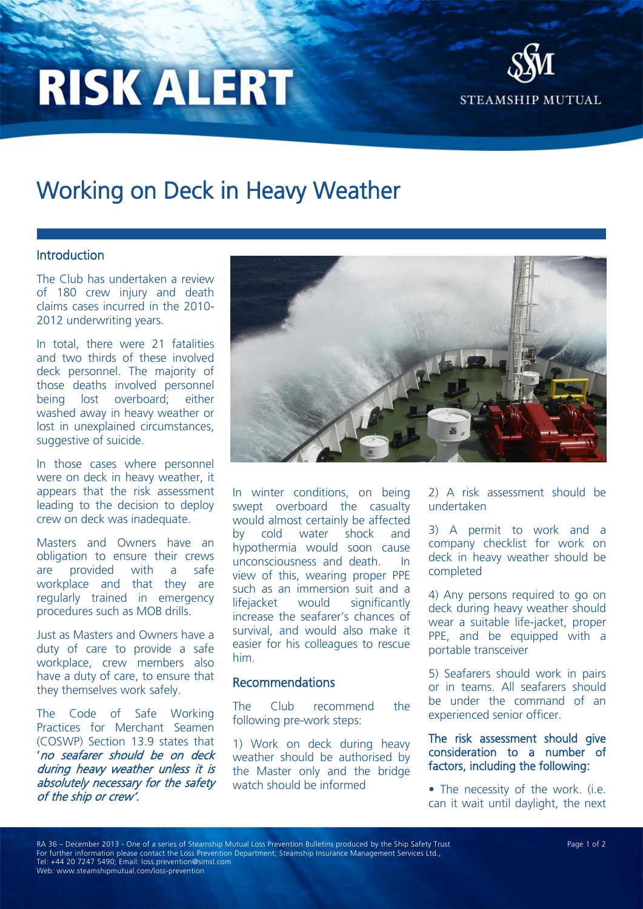# RISK ALERT

STEAMSHIP MUTUAL

## Working on Deck in Heavy Weather

### Introduction

The Club has undertaken a review of 180 crew injury and death claims cases incurred in the 2010-2012 underwriting years.

In total, there were 21 fatalities and two thirds of these involved deck personnel. The majority of those deaths involved personnel being lost overboard; either washed away in heavy weather or lost in unexplained circumstances, suggestive of suicide.

In those cases where personnel were on deck in heavy weather, it appears that the risk assessment leading to the decision to deploy crew on deck was inadequate.

Masters and Owners have an obligation to ensure their crews are provided with a safe workplace and that they are regularly trained in emergency procedures such as MOB drills.

Just as Masters and Owners have a duty of care to provide a safe workplace, crew members also have a duty of care, to ensure that they themselves work safely.

The Code of Safe Working Practices for Merchant Seamen (COSWP) Section 13.9 states that '*no seafarer should be on deck during heavy weather unless it is absolutely necessary for the safety of the ship or crew'*.

In winter conditions, on being swept overboard the casualty would almost certainly be affected by cold water shock and hypothermia would soon cause unconsciousness and death. In view of this, wearing proper PPE such as an immersion suit and a lifejacket would significantly increase the seafarer's chances of survival, and would also make it easier for his colleagues to rescue him.

### Recommendations

The Club recommend the following pre-work steps:

1) Work on deck during heavy weather should be authorised by the Master only and the bridge watch should be informed

2) A risk assessment should be undertaken

3) A permit to work and a company checklist for work on deck in heavy weather should be completed

4) Any persons required to go on deck during heavy weather should wear a suitable life-jacket, proper PPE, and be equipped with a portable transceiver

5) Seafarers should work in pairs or in teams. All seafarers should be under the command of an experienced senior officer.

### The risk assessment should give consideration to a number of factors, including the following:

- The necessity of the work. (i.e. can it wait until daylight, the next

RA 36 – December 2013 - One of a series of Steamship Mutual Loss Prevention Bulletins produced by the Ship Safety Trust
For further information please contact the Loss Prevention Department, Steamship Insurance Management Services Ltd.,
Tel: +44 20 7247 5490; Email: loss.prevention@simsl.com
Web: www.steamshipmutual.com/loss-prevention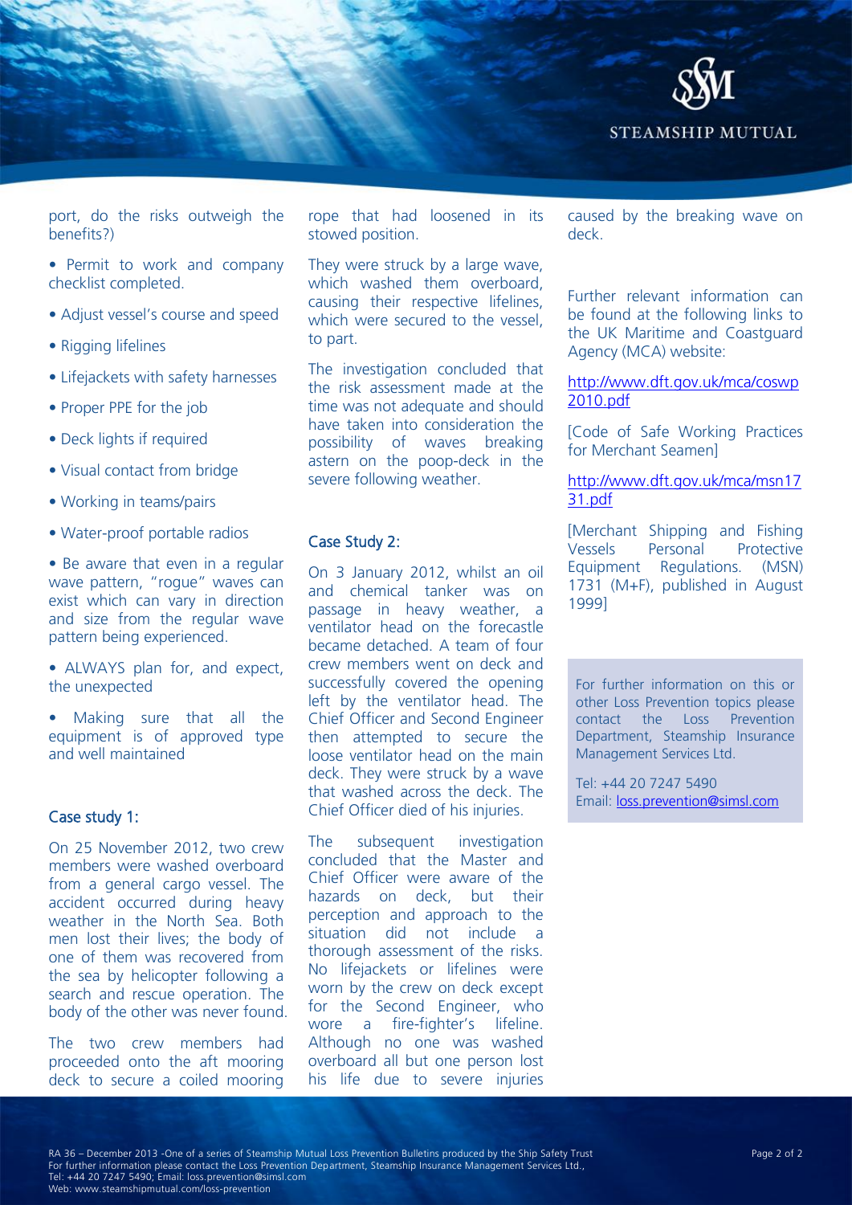port, do the risks outweigh the benefits?)

- Permit to work and company checklist completed.
- Adjust vessel's course and speed
- Rigging lifelines
- Lifejackets with safety harnesses
- Proper PPE for the job
- Deck lights if required
- Visual contact from bridge
- Working in teams/pairs
- Water-proof portable radios
- Be aware that even in a regular wave pattern, "rogue" waves can exist which can vary in direction and size from the regular wave pattern being experienced.
- ALWAYS plan for, and expect, the unexpected
- Making sure that all the equipment is of approved type and well maintained

## Case study 1:

On 25 November 2012, two crew members were washed overboard from a general cargo vessel. The accident occurred during heavy weather in the North Sea. Both men lost their lives; the body of one of them was recovered from the sea by helicopter following a search and rescue operation. The body of the other was never found.

The two crew members had proceeded onto the aft mooring deck to secure a coiled mooring rope that had loosened in its stowed position.

They were struck by a large wave, which washed them overboard, causing their respective lifelines, which were secured to the vessel, to part.

The investigation concluded that the risk assessment made at the time was not adequate and should have taken into consideration the possibility of waves breaking astern on the poop-deck in the severe following weather.

## Case Study 2:

On 3 January 2012, whilst an oil and chemical tanker was on passage in heavy weather, a ventilator head on the forecastle became detached. A team of four crew members went on deck and successfully covered the opening left by the ventilator head. The Chief Officer and Second Engineer then attempted to secure the loose ventilator head on the main deck. They were struck by a wave that washed across the deck. The Chief Officer died of his injuries.

The subsequent investigation concluded that the Master and Chief Officer were aware of the hazards on deck, but their perception and approach to the situation did not include a thorough assessment of the risks. No lifejackets or lifelines were worn by the crew on deck except for the Second Engineer, who wore a fire-fighter's lifeline. Although no one was washed overboard all but one person lost his life due to severe injuries caused by the breaking wave on deck.

Further relevant information can be found at the following links to the UK Maritime and Coastguard Agency (MCA) website:

http://www.dft.gov.uk/mca/coswp2010.pdf

[Code of Safe Working Practices for Merchant Seamen]

http://www.dft.gov.uk/mca/msn1731.pdf

[Merchant Shipping and Fishing Vessels Personal Protective Equipment Regulations. (MSN) 1731 (M+F), published in August 1999]

For further information on this or other Loss Prevention topics please contact the Loss Prevention Department, Steamship Insurance Management Services Ltd.

Tel: +44 20 7247 5490
Email: loss.prevention@simsl.com